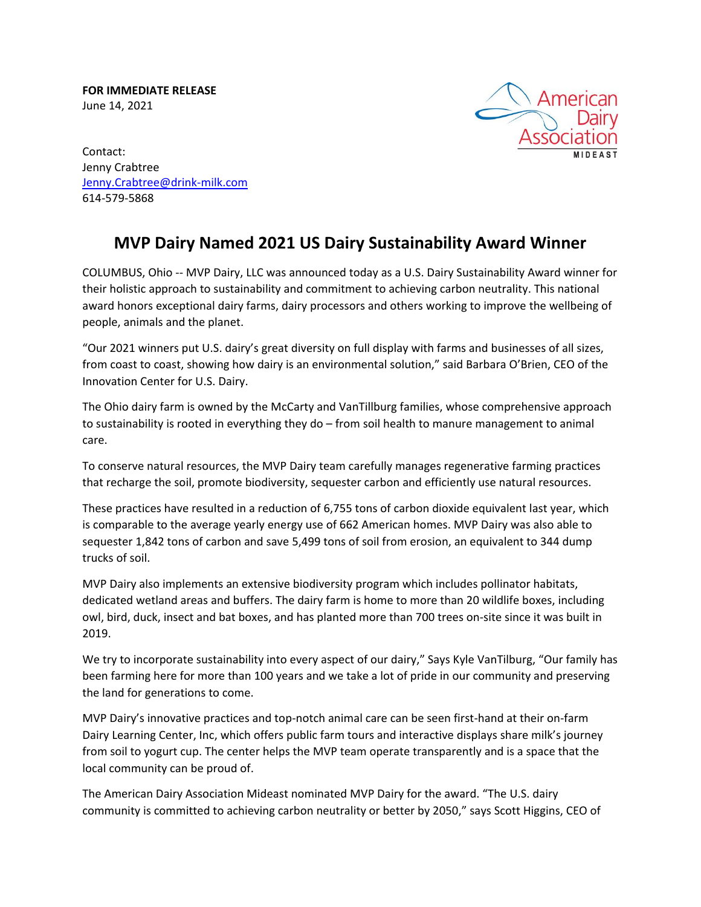**FOR IMMEDIATE RELEASE**
June 14, 2021

Contact:
Jenny Crabtree
Jenny.Crabtree@drink-milk.com
614-579-5868

# MVP Dairy Named 2021 US Dairy Sustainability Award Winner

COLUMBUS, Ohio -- MVP Dairy, LLC was announced today as a U.S. Dairy Sustainability Award winner for their holistic approach to sustainability and commitment to achieving carbon neutrality. This national award honors exceptional dairy farms, dairy processors and others working to improve the wellbeing of people, animals and the planet.

"Our 2021 winners put U.S. dairy's great diversity on full display with farms and businesses of all sizes, from coast to coast, showing how dairy is an environmental solution," said Barbara O'Brien, CEO of the Innovation Center for U.S. Dairy.

The Ohio dairy farm is owned by the McCarty and VanTillburg families, whose comprehensive approach to sustainability is rooted in everything they do – from soil health to manure management to animal care.

To conserve natural resources, the MVP Dairy team carefully manages regenerative farming practices that recharge the soil, promote biodiversity, sequester carbon and efficiently use natural resources.

These practices have resulted in a reduction of 6,755 tons of carbon dioxide equivalent last year, which is comparable to the average yearly energy use of 662 American homes. MVP Dairy was also able to sequester 1,842 tons of carbon and save 5,499 tons of soil from erosion, an equivalent to 344 dump trucks of soil.

MVP Dairy also implements an extensive biodiversity program which includes pollinator habitats, dedicated wetland areas and buffers. The dairy farm is home to more than 20 wildlife boxes, including owl, bird, duck, insect and bat boxes, and has planted more than 700 trees on-site since it was built in 2019.

We try to incorporate sustainability into every aspect of our dairy," Says Kyle VanTilburg, "Our family has been farming here for more than 100 years and we take a lot of pride in our community and preserving the land for generations to come.

MVP Dairy's innovative practices and top-notch animal care can be seen first-hand at their on-farm Dairy Learning Center, Inc, which offers public farm tours and interactive displays share milk's journey from soil to yogurt cup. The center helps the MVP team operate transparently and is a space that the local community can be proud of.

The American Dairy Association Mideast nominated MVP Dairy for the award. "The U.S. dairy community is committed to achieving carbon neutrality or better by 2050," says Scott Higgins, CEO of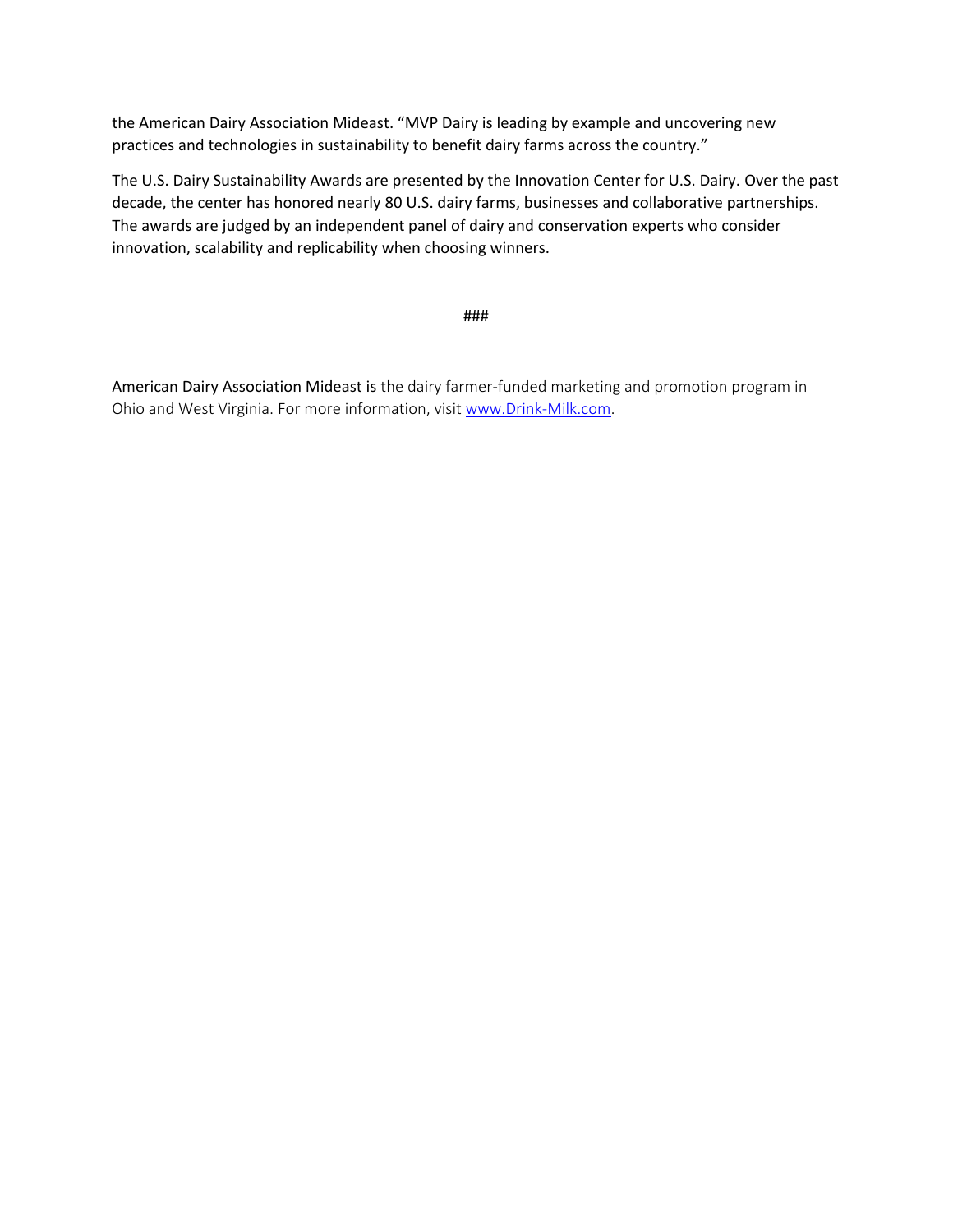the American Dairy Association Mideast. "MVP Dairy is leading by example and uncovering new practices and technologies in sustainability to benefit dairy farms across the country."

The U.S. Dairy Sustainability Awards are presented by the Innovation Center for U.S. Dairy. Over the past decade, the center has honored nearly 80 U.S. dairy farms, businesses and collaborative partnerships. The awards are judged by an independent panel of dairy and conservation experts who consider innovation, scalability and replicability when choosing winners.

###

American Dairy Association Mideast is the dairy farmer-funded marketing and promotion program in Ohio and West Virginia. For more information, visit [www.Drink-Milk.com](www.Drink-Milk.com).